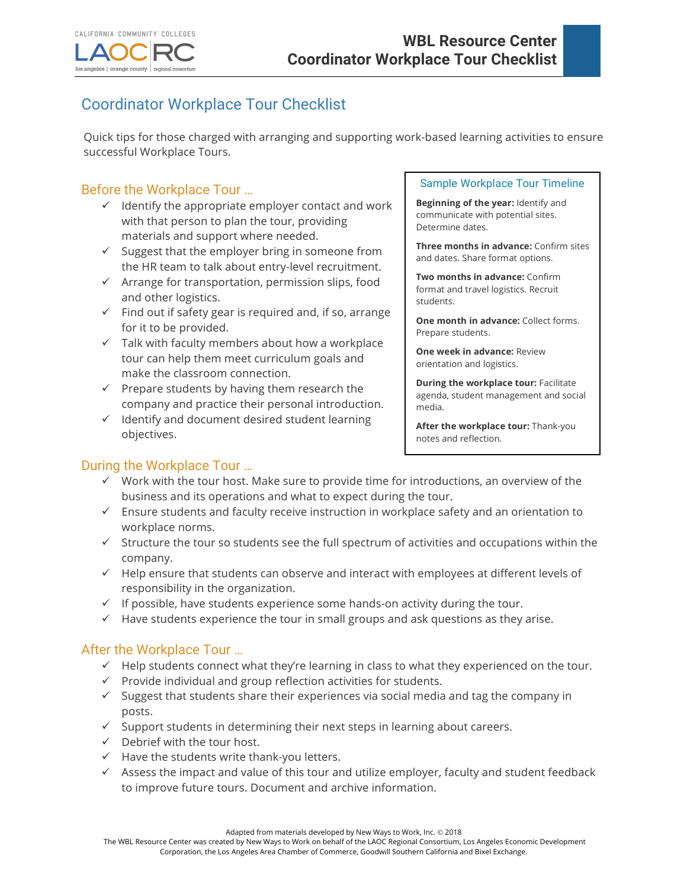# Coordinator Workplace Tour Checklist

Quick tips for those charged with arranging and supporting work-based learning activities to ensure successful Workplace Tours.

## Before the Workplace Tour …

- ✓ Identify the appropriate employer contact and work with that person to plan the tour, providing materials and support where needed.
- ✓ Suggest that the employer bring in someone from the HR team to talk about entry-level recruitment.
- ✓ Arrange for transportation, permission slips, food and other logistics.
- ✓ Find out if safety gear is required and, if so, arrange for it to be provided.
- ✓ Talk with faculty members about how a workplace tour can help them meet curriculum goals and make the classroom connection.
- ✓ Prepare students by having them research the company and practice their personal introduction.
- ✓ Identify and document desired student learning objectives.

### Sample Workplace Tour Timeline

**Beginning of the year:** Identify and communicate with potential sites. Determine dates.

**Three months in advance:** Confirm sites and dates. Share format options.

**Two months in advance:** Confirm format and travel logistics. Recruit students.

**One month in advance:** Collect forms. Prepare students.

**One week in advance:** Review orientation and logistics.

**During the workplace tour:** Facilitate agenda, student management and social media.

**After the workplace tour:** Thank-you notes and reflection.

## During the Workplace Tour …

- ✓ Work with the tour host. Make sure to provide time for introductions, an overview of the business and its operations and what to expect during the tour.
- ✓ Ensure students and faculty receive instruction in workplace safety and an orientation to workplace norms.
- ✓ Structure the tour so students see the full spectrum of activities and occupations within the company.
- ✓ Help ensure that students can observe and interact with employees at different levels of responsibility in the organization.
- ✓ If possible, have students experience some hands-on activity during the tour.
- ✓ Have students experience the tour in small groups and ask questions as they arise.

## After the Workplace Tour …

- ✓ Help students connect what they're learning in class to what they experienced on the tour.
- ✓ Provide individual and group reflection activities for students.
- ✓ Suggest that students share their experiences via social media and tag the company in posts.
- ✓ Support students in determining their next steps in learning about careers.
- ✓ Debrief with the tour host.
- ✓ Have the students write thank-you letters.
- ✓ Assess the impact and value of this tour and utilize employer, faculty and student feedback to improve future tours. Document and archive information.

Adapted from materials developed by New Ways to Work, Inc. © 2018
The WBL Resource Center was created by New Ways to Work on behalf of the LAOC Regional Consortium, Los Angeles Economic Development Corporation, the Los Angeles Area Chamber of Commerce, Goodwill Southern California and Bixel Exchange.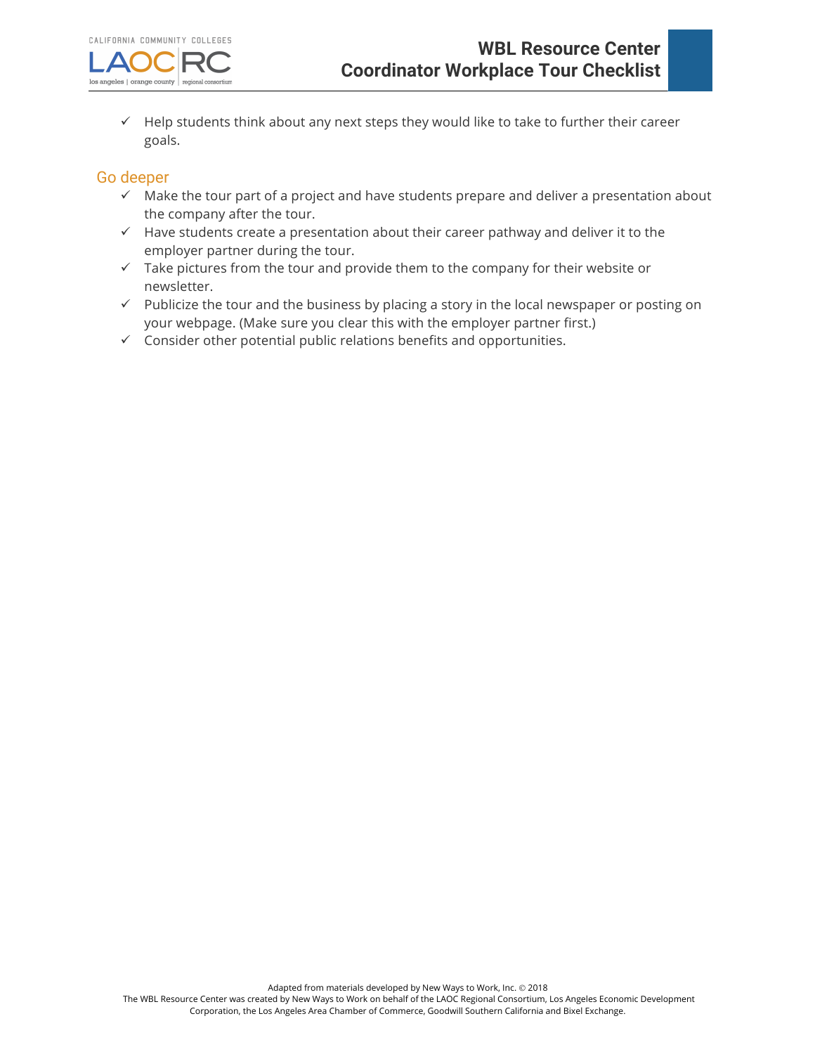- ✓ Help students think about any next steps they would like to take to further their career goals.

## Go deeper

- ✓ Make the tour part of a project and have students prepare and deliver a presentation about the company after the tour.
- ✓ Have students create a presentation about their career pathway and deliver it to the employer partner during the tour.
- ✓ Take pictures from the tour and provide them to the company for their website or newsletter.
- ✓ Publicize the tour and the business by placing a story in the local newspaper or posting on your webpage. (Make sure you clear this with the employer partner first.)
- ✓ Consider other potential public relations benefits and opportunities.

Adapted from materials developed by New Ways to Work, Inc. © 2018
The WBL Resource Center was created by New Ways to Work on behalf of the LAOC Regional Consortium, Los Angeles Economic Development Corporation, the Los Angeles Area Chamber of Commerce, Goodwill Southern California and Bixel Exchange.